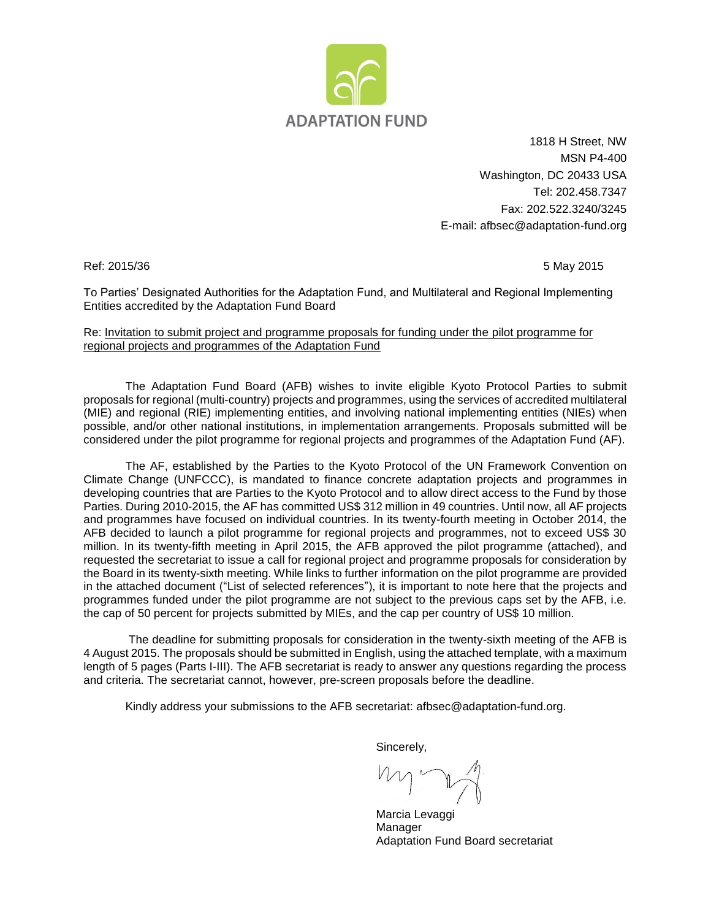ADAPTATION FUND

1818 H Street, NW
MSN P4-400
Washington, DC 20433 USA
Tel: 202.458.7347
Fax: 202.522.3240/3245
E-mail: afbsec@adaptation-fund.org

Ref: 2015/36

5 May 2015

To Parties' Designated Authorities for the Adaptation Fund, and Multilateral and Regional Implementing Entities accredited by the Adaptation Fund Board

Re: Invitation to submit project and programme proposals for funding under the pilot programme for regional projects and programmes of the Adaptation Fund

The Adaptation Fund Board (AFB) wishes to invite eligible Kyoto Protocol Parties to submit proposals for regional (multi-country) projects and programmes, using the services of accredited multilateral (MIE) and regional (RIE) implementing entities, and involving national implementing entities (NIEs) when possible, and/or other national institutions, in implementation arrangements. Proposals submitted will be considered under the pilot programme for regional projects and programmes of the Adaptation Fund (AF).

The AF, established by the Parties to the Kyoto Protocol of the UN Framework Convention on Climate Change (UNFCCC), is mandated to finance concrete adaptation projects and programmes in developing countries that are Parties to the Kyoto Protocol and to allow direct access to the Fund by those Parties. During 2010-2015, the AF has committed US$ 312 million in 49 countries. Until now, all AF projects and programmes have focused on individual countries. In its twenty-fourth meeting in October 2014, the AFB decided to launch a pilot programme for regional projects and programmes, not to exceed US$ 30 million. In its twenty-fifth meeting in April 2015, the AFB approved the pilot programme (attached), and requested the secretariat to issue a call for regional project and programme proposals for consideration by the Board in its twenty-sixth meeting. While links to further information on the pilot programme are provided in the attached document ("List of selected references"), it is important to note here that the projects and programmes funded under the pilot programme are not subject to the previous caps set by the AFB, i.e. the cap of 50 percent for projects submitted by MIEs, and the cap per country of US$ 10 million.

The deadline for submitting proposals for consideration in the twenty-sixth meeting of the AFB is 4 August 2015. The proposals should be submitted in English, using the attached template, with a maximum length of 5 pages (Parts I-III). The AFB secretariat is ready to answer any questions regarding the process and criteria. The secretariat cannot, however, pre-screen proposals before the deadline.

Kindly address your submissions to the AFB secretariat: afbsec@adaptation-fund.org.

Sincerely,

Marcia Levaggi
Manager
Adaptation Fund Board secretariat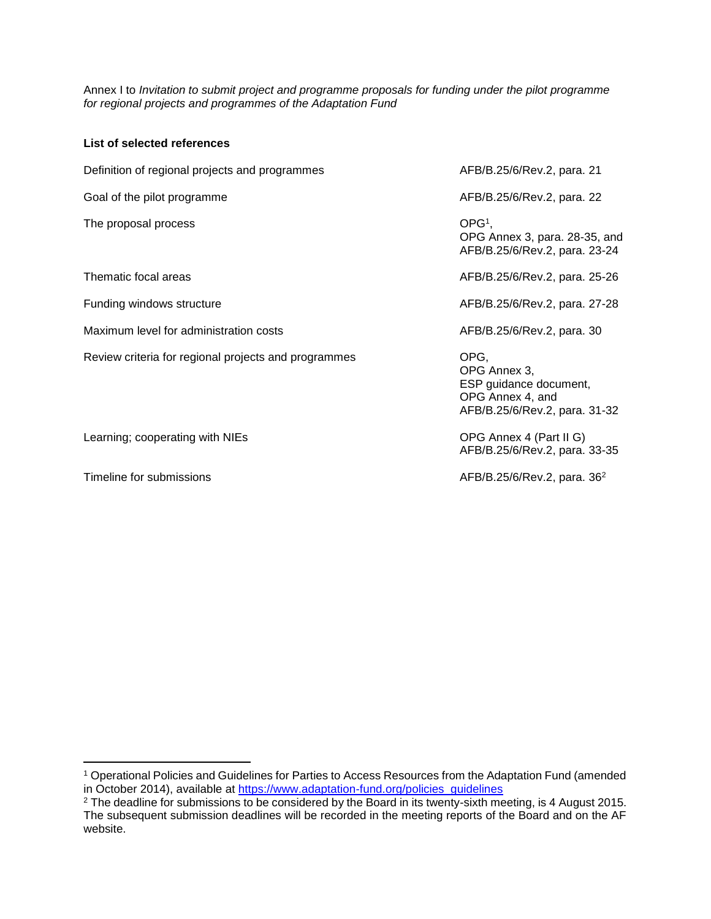Annex I to *Invitation to submit project and programme proposals for funding under the pilot programme for regional projects and programmes of the Adaptation Fund*

**List of selected references**

| | |
|---|---|
| Definition of regional projects and programmes | AFB/B.25/6/Rev.2, para. 21 |
| Goal of the pilot programme | AFB/B.25/6/Rev.2, para. 22 |
| The proposal process | OPG[1], OPG Annex 3, para. 28-35, and AFB/B.25/6/Rev.2, para. 23-24 |
| Thematic focal areas | AFB/B.25/6/Rev.2, para. 25-26 |
| Funding windows structure | AFB/B.25/6/Rev.2, para. 27-28 |
| Maximum level for administration costs | AFB/B.25/6/Rev.2, para. 30 |
| Review criteria for regional projects and programmes | OPG, OPG Annex 3, ESP guidance document, OPG Annex 4, and AFB/B.25/6/Rev.2, para. 31-32 |
| Learning; cooperating with NIEs | OPG Annex 4 (Part II G) AFB/B.25/6/Rev.2, para. 33-35 |
| Timeline for submissions | AFB/B.25/6/Rev.2, para. 36[2] |

[1] Operational Policies and Guidelines for Parties to Access Resources from the Adaptation Fund (amended in October 2014), available at https://www.adaptation-fund.org/policies_guidelines

[2] The deadline for submissions to be considered by the Board in its twenty-sixth meeting, is 4 August 2015. The subsequent submission deadlines will be recorded in the meeting reports of the Board and on the AF website.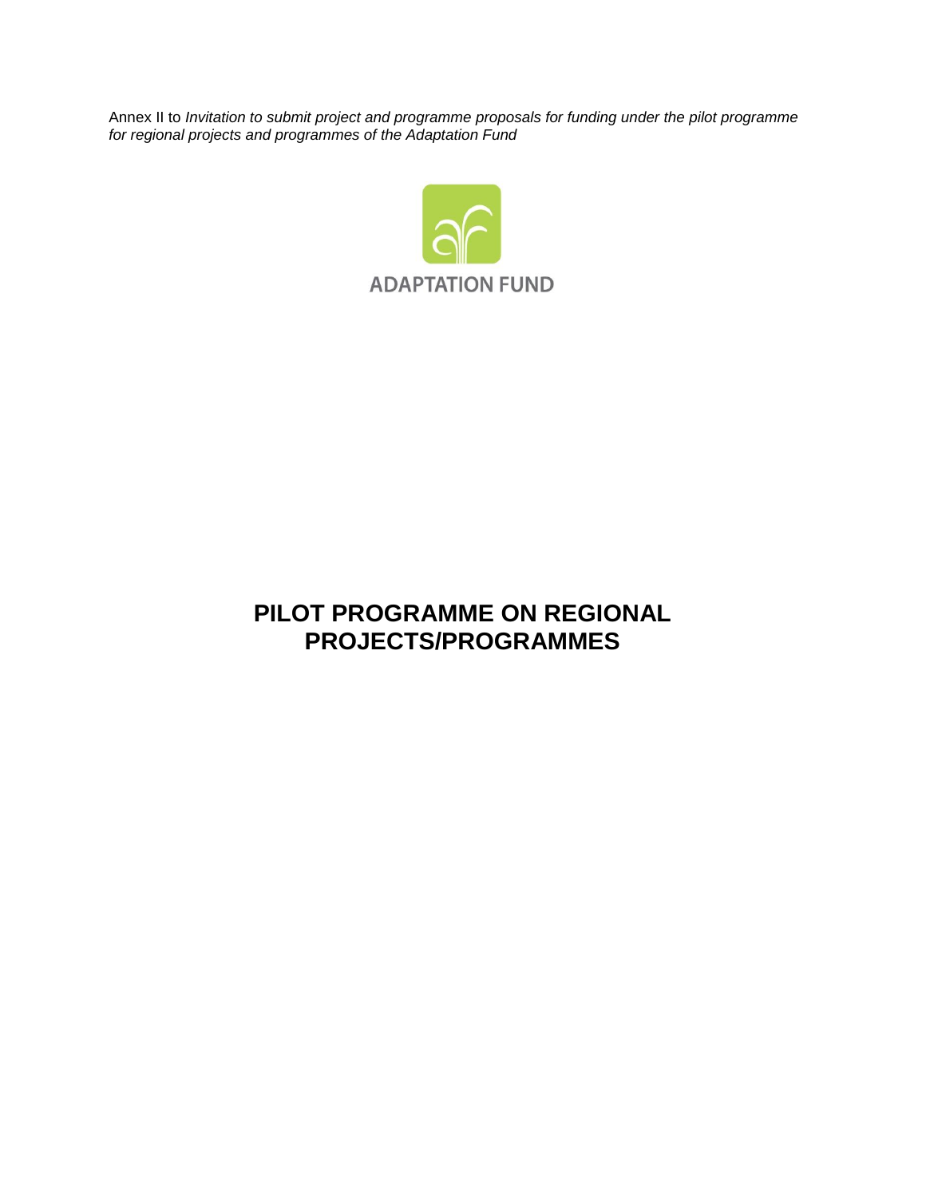Annex II to *Invitation to submit project and programme proposals for funding under the pilot programme for regional projects and programmes of the Adaptation Fund*

ADAPTATION FUND

# PILOT PROGRAMME ON REGIONAL PROJECTS/PROGRAMMES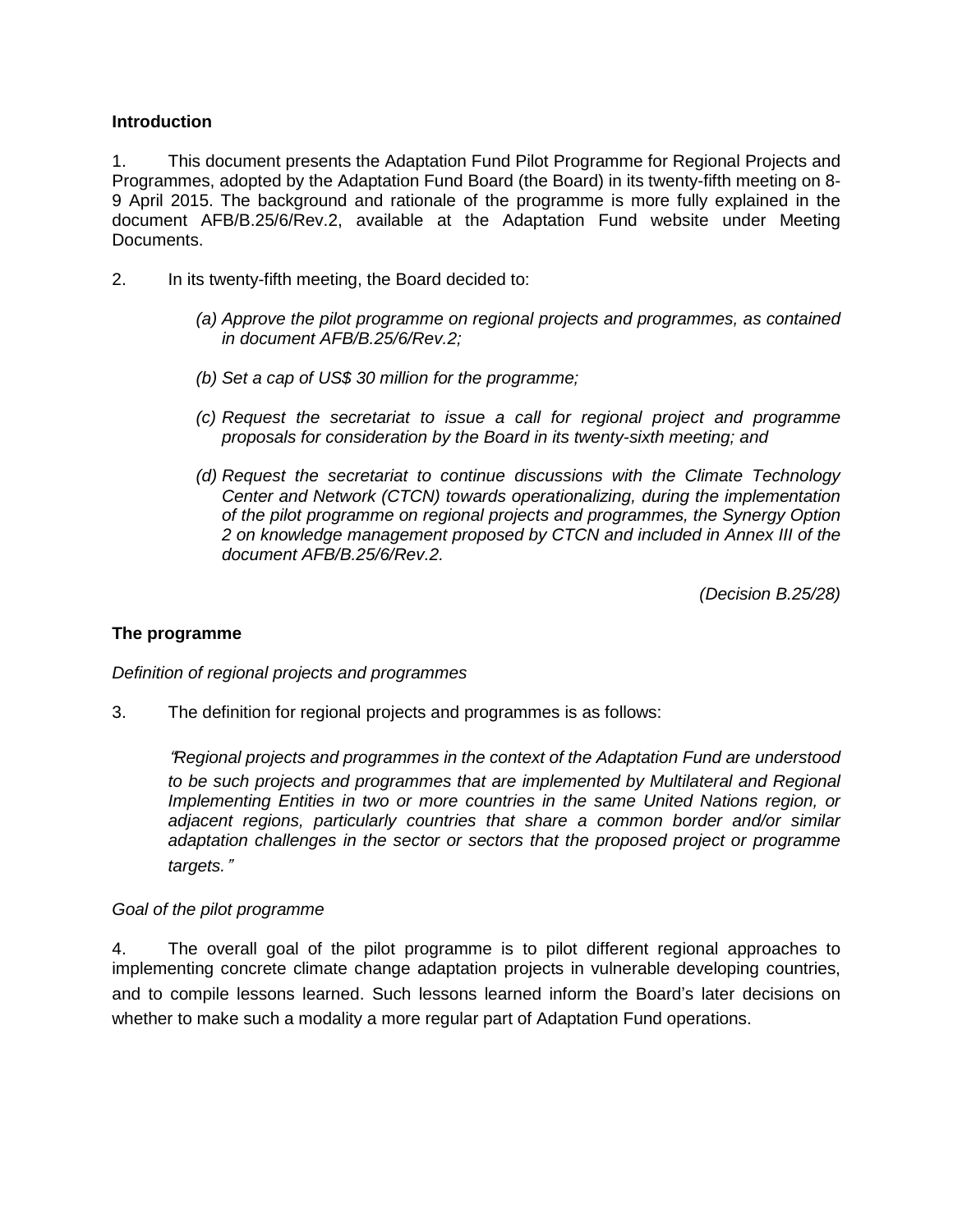## Introduction

1. This document presents the Adaptation Fund Pilot Programme for Regional Projects and Programmes, adopted by the Adaptation Fund Board (the Board) in its twenty-fifth meeting on 8-9 April 2015. The background and rationale of the programme is more fully explained in the document AFB/B.25/6/Rev.2, available at the Adaptation Fund website under Meeting Documents.

2. In its twenty-fifth meeting, the Board decided to:

*(a) Approve the pilot programme on regional projects and programmes, as contained in document AFB/B.25/6/Rev.2;*

*(b) Set a cap of US$ 30 million for the programme;*

*(c) Request the secretariat to issue a call for regional project and programme proposals for consideration by the Board in its twenty-sixth meeting; and*

*(d) Request the secretariat to continue discussions with the Climate Technology Center and Network (CTCN) towards operationalizing, during the implementation of the pilot programme on regional projects and programmes, the Synergy Option 2 on knowledge management proposed by CTCN and included in Annex III of the document AFB/B.25/6/Rev.2.*

*(Decision B.25/28)*

## The programme

*Definition of regional projects and programmes*

3. The definition for regional projects and programmes is as follows:

*"Regional projects and programmes in the context of the Adaptation Fund are understood to be such projects and programmes that are implemented by Multilateral and Regional Implementing Entities in two or more countries in the same United Nations region, or adjacent regions, particularly countries that share a common border and/or similar adaptation challenges in the sector or sectors that the proposed project or programme targets."*

*Goal of the pilot programme*

4. The overall goal of the pilot programme is to pilot different regional approaches to implementing concrete climate change adaptation projects in vulnerable developing countries, and to compile lessons learned. Such lessons learned inform the Board's later decisions on whether to make such a modality a more regular part of Adaptation Fund operations.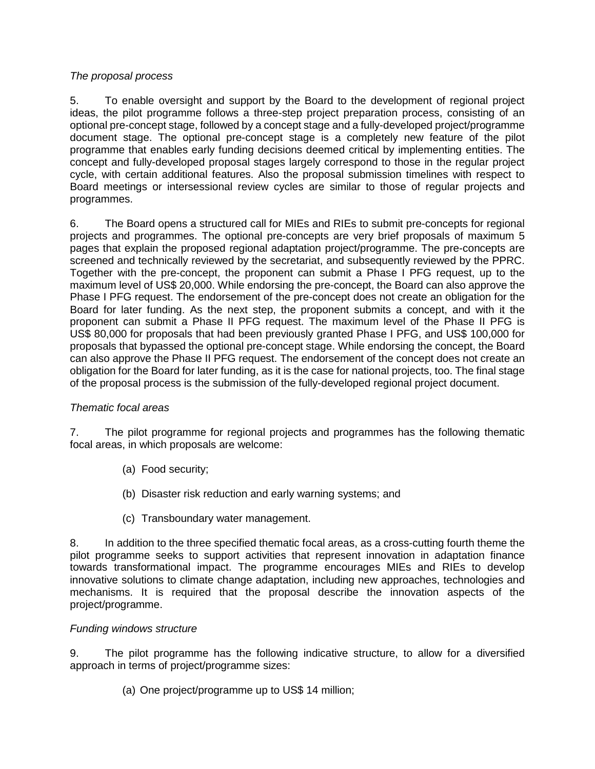*The proposal process*

5. To enable oversight and support by the Board to the development of regional project ideas, the pilot programme follows a three-step project preparation process, consisting of an optional pre-concept stage, followed by a concept stage and a fully-developed project/programme document stage. The optional pre-concept stage is a completely new feature of the pilot programme that enables early funding decisions deemed critical by implementing entities. The concept and fully-developed proposal stages largely correspond to those in the regular project cycle, with certain additional features. Also the proposal submission timelines with respect to Board meetings or intersessional review cycles are similar to those of regular projects and programmes.

6. The Board opens a structured call for MIEs and RIEs to submit pre-concepts for regional projects and programmes. The optional pre-concepts are very brief proposals of maximum 5 pages that explain the proposed regional adaptation project/programme. The pre-concepts are screened and technically reviewed by the secretariat, and subsequently reviewed by the PPRC. Together with the pre-concept, the proponent can submit a Phase I PFG request, up to the maximum level of US$ 20,000. While endorsing the pre-concept, the Board can also approve the Phase I PFG request. The endorsement of the pre-concept does not create an obligation for the Board for later funding. As the next step, the proponent submits a concept, and with it the proponent can submit a Phase II PFG request. The maximum level of the Phase II PFG is US$ 80,000 for proposals that had been previously granted Phase I PFG, and US$ 100,000 for proposals that bypassed the optional pre-concept stage. While endorsing the concept, the Board can also approve the Phase II PFG request. The endorsement of the concept does not create an obligation for the Board for later funding, as it is the case for national projects, too. The final stage of the proposal process is the submission of the fully-developed regional project document.

*Thematic focal areas*

7. The pilot programme for regional projects and programmes has the following thematic focal areas, in which proposals are welcome:

(a) Food security;

(b) Disaster risk reduction and early warning systems; and

(c) Transboundary water management.

8. In addition to the three specified thematic focal areas, as a cross-cutting fourth theme the pilot programme seeks to support activities that represent innovation in adaptation finance towards transformational impact. The programme encourages MIEs and RIEs to develop innovative solutions to climate change adaptation, including new approaches, technologies and mechanisms. It is required that the proposal describe the innovation aspects of the project/programme.

*Funding windows structure*

9. The pilot programme has the following indicative structure, to allow for a diversified approach in terms of project/programme sizes:

(a) One project/programme up to US$ 14 million;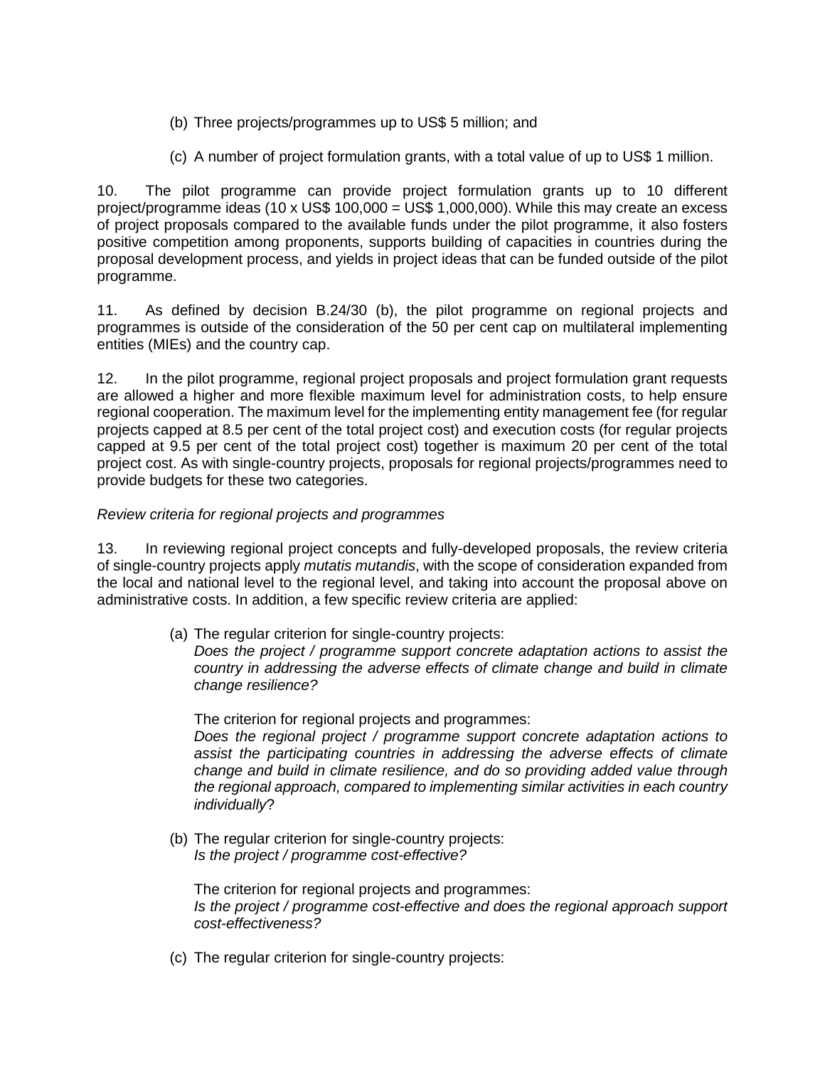(b) Three projects/programmes up to US$ 5 million; and

(c) A number of project formulation grants, with a total value of up to US$ 1 million.

10. The pilot programme can provide project formulation grants up to 10 different project/programme ideas (10 x US$ 100,000 = US$ 1,000,000). While this may create an excess of project proposals compared to the available funds under the pilot programme, it also fosters positive competition among proponents, supports building of capacities in countries during the proposal development process, and yields in project ideas that can be funded outside of the pilot programme.

11. As defined by decision B.24/30 (b), the pilot programme on regional projects and programmes is outside of the consideration of the 50 per cent cap on multilateral implementing entities (MIEs) and the country cap.

12. In the pilot programme, regional project proposals and project formulation grant requests are allowed a higher and more flexible maximum level for administration costs, to help ensure regional cooperation. The maximum level for the implementing entity management fee (for regular projects capped at 8.5 per cent of the total project cost) and execution costs (for regular projects capped at 9.5 per cent of the total project cost) together is maximum 20 per cent of the total project cost. As with single-country projects, proposals for regional projects/programmes need to provide budgets for these two categories.

*Review criteria for regional projects and programmes*

13. In reviewing regional project concepts and fully-developed proposals, the review criteria of single-country projects apply *mutatis mutandis*, with the scope of consideration expanded from the local and national level to the regional level, and taking into account the proposal above on administrative costs. In addition, a few specific review criteria are applied:

(a) The regular criterion for single-country projects:
*Does the project / programme support concrete adaptation actions to assist the country in addressing the adverse effects of climate change and build in climate change resilience?*

The criterion for regional projects and programmes:
*Does the regional project / programme support concrete adaptation actions to assist the participating countries in addressing the adverse effects of climate change and build in climate resilience, and do so providing added value through the regional approach, compared to implementing similar activities in each country individually*?

(b) The regular criterion for single-country projects:
*Is the project / programme cost-effective?*

The criterion for regional projects and programmes:
*Is the project / programme cost-effective and does the regional approach support cost-effectiveness?*

(c) The regular criterion for single-country projects: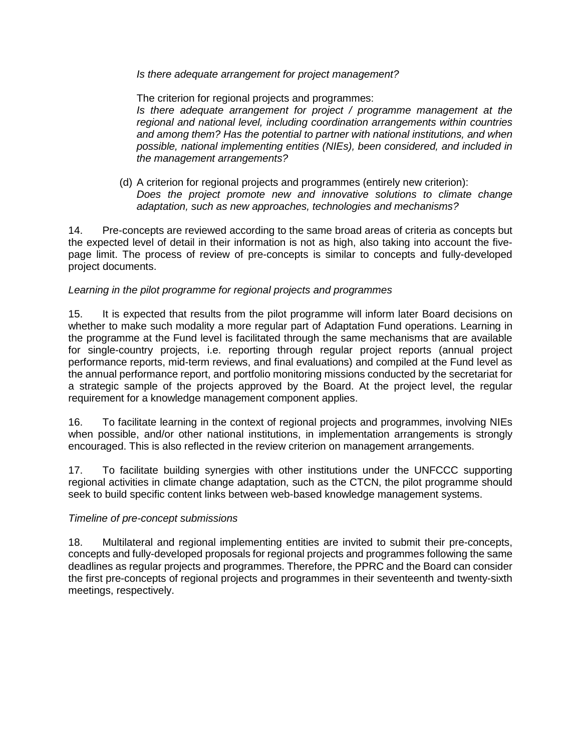*Is there adequate arrangement for project management?*

The criterion for regional projects and programmes:
*Is there adequate arrangement for project / programme management at the regional and national level, including coordination arrangements within countries and among them? Has the potential to partner with national institutions, and when possible, national implementing entities (NIEs), been considered, and included in the management arrangements?*

(d) A criterion for regional projects and programmes (entirely new criterion):
*Does the project promote new and innovative solutions to climate change adaptation, such as new approaches, technologies and mechanisms?*

14. Pre-concepts are reviewed according to the same broad areas of criteria as concepts but the expected level of detail in their information is not as high, also taking into account the five-page limit. The process of review of pre-concepts is similar to concepts and fully-developed project documents.

*Learning in the pilot programme for regional projects and programmes*

15. It is expected that results from the pilot programme will inform later Board decisions on whether to make such modality a more regular part of Adaptation Fund operations. Learning in the programme at the Fund level is facilitated through the same mechanisms that are available for single-country projects, i.e. reporting through regular project reports (annual project performance reports, mid-term reviews, and final evaluations) and compiled at the Fund level as the annual performance report, and portfolio monitoring missions conducted by the secretariat for a strategic sample of the projects approved by the Board. At the project level, the regular requirement for a knowledge management component applies.

16. To facilitate learning in the context of regional projects and programmes, involving NIEs when possible, and/or other national institutions, in implementation arrangements is strongly encouraged. This is also reflected in the review criterion on management arrangements.

17. To facilitate building synergies with other institutions under the UNFCCC supporting regional activities in climate change adaptation, such as the CTCN, the pilot programme should seek to build specific content links between web-based knowledge management systems.

*Timeline of pre-concept submissions*

18. Multilateral and regional implementing entities are invited to submit their pre-concepts, concepts and fully-developed proposals for regional projects and programmes following the same deadlines as regular projects and programmes. Therefore, the PPRC and the Board can consider the first pre-concepts of regional projects and programmes in their seventeenth and twenty-sixth meetings, respectively.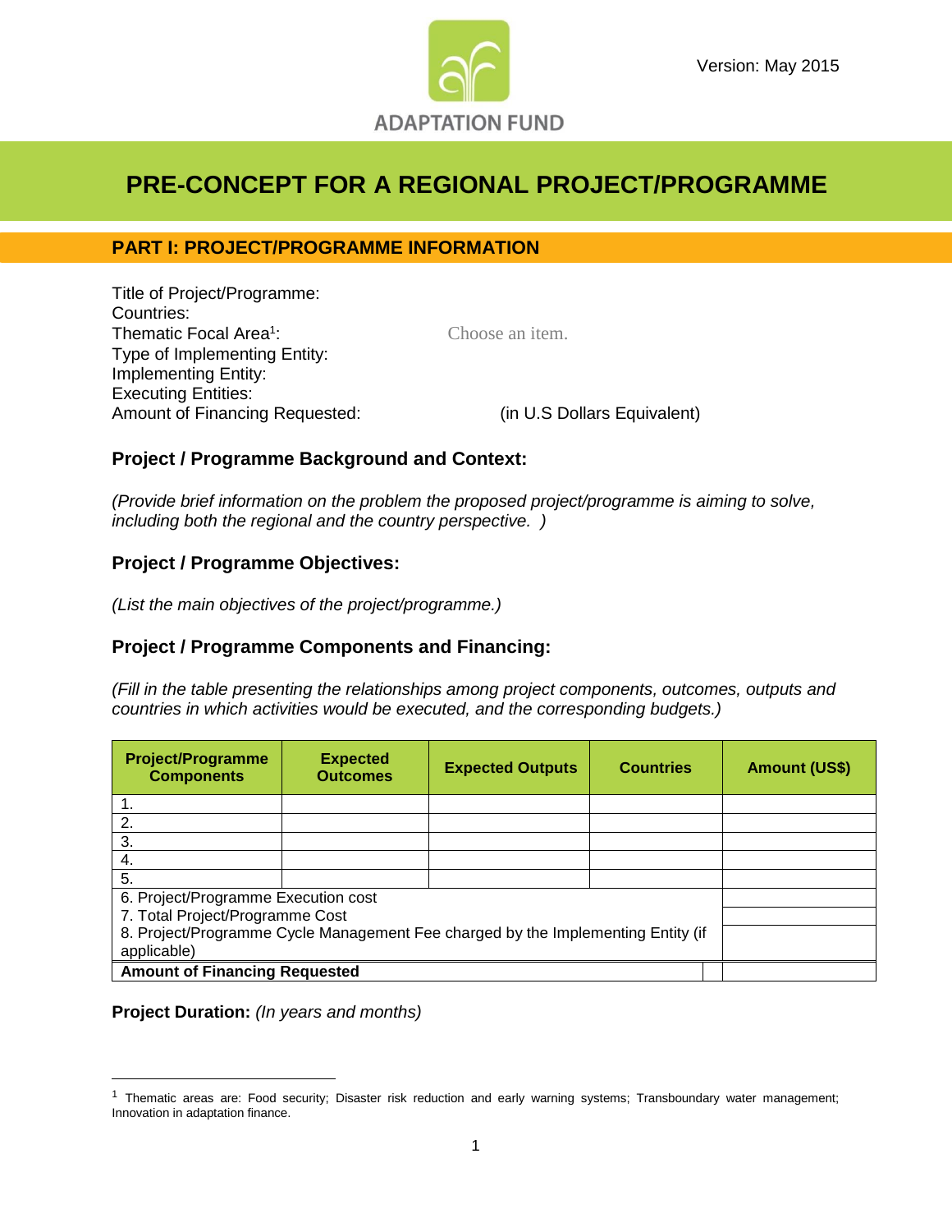ADAPTATION FUND

Version: May 2015

# PRE-CONCEPT FOR A REGIONAL PROJECT/PROGRAMME

## PART I: PROJECT/PROGRAMME INFORMATION

Title of Project/Programme:
Countries:
Thematic Focal Area[1]: Choose an item.
Type of Implementing Entity:
Implementing Entity:
Executing Entities:
Amount of Financing Requested: (in U.S Dollars Equivalent)

### Project / Programme Background and Context:

*(Provide brief information on the problem the proposed project/programme is aiming to solve, including both the regional and the country perspective. )*

### Project / Programme Objectives:

*(List the main objectives of the project/programme.)*

### Project / Programme Components and Financing:

*(Fill in the table presenting the relationships among project components, outcomes, outputs and countries in which activities would be executed, and the corresponding budgets.)*

| Project/Programme Components | Expected Outcomes | Expected Outputs | Countries | Amount (US$) |
|---|---|---|---|---|
| 1. | | | | |
| 2. | | | | |
| 3. | | | | |
| 4. | | | | |
| 5. | | | | |
| 6. Project/Programme Execution cost | | | | |
| 7. Total Project/Programme Cost | | | | |
| 8. Project/Programme Cycle Management Fee charged by the Implementing Entity (if applicable) | | | | |
| **Amount of Financing Requested** | | | | |

**Project Duration:** *(In years and months)*

[1] Thematic areas are: Food security; Disaster risk reduction and early warning systems; Transboundary water management; Innovation in adaptation finance.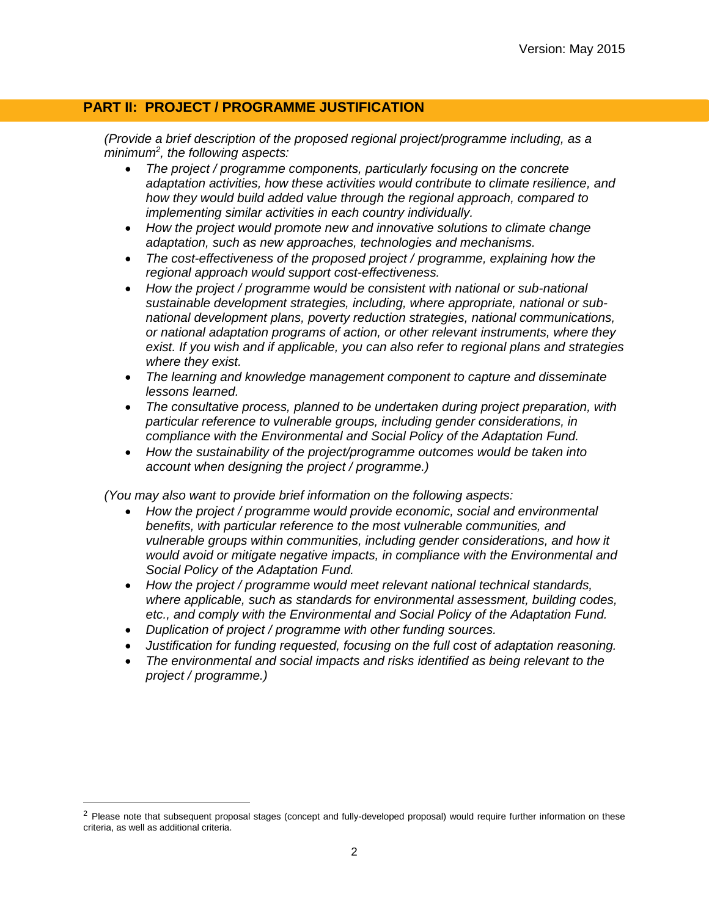## PART II: PROJECT / PROGRAMME JUSTIFICATION

*(Provide a brief description of the proposed regional project/programme including, as a minimum[2], the following aspects:*

- *The project / programme components, particularly focusing on the concrete adaptation activities, how these activities would contribute to climate resilience, and how they would build added value through the regional approach, compared to implementing similar activities in each country individually.*
- *How the project would promote new and innovative solutions to climate change adaptation, such as new approaches, technologies and mechanisms.*
- *The cost-effectiveness of the proposed project / programme, explaining how the regional approach would support cost-effectiveness.*
- *How the project / programme would be consistent with national or sub-national sustainable development strategies, including, where appropriate, national or sub-national development plans, poverty reduction strategies, national communications, or national adaptation programs of action, or other relevant instruments, where they exist. If you wish and if applicable, you can also refer to regional plans and strategies where they exist.*
- *The learning and knowledge management component to capture and disseminate lessons learned.*
- *The consultative process, planned to be undertaken during project preparation, with particular reference to vulnerable groups, including gender considerations, in compliance with the Environmental and Social Policy of the Adaptation Fund.*
- *How the sustainability of the project/programme outcomes would be taken into account when designing the project / programme.)*

*(You may also want to provide brief information on the following aspects:*

- *How the project / programme would provide economic, social and environmental benefits, with particular reference to the most vulnerable communities, and vulnerable groups within communities, including gender considerations, and how it would avoid or mitigate negative impacts, in compliance with the Environmental and Social Policy of the Adaptation Fund.*
- *How the project / programme would meet relevant national technical standards, where applicable, such as standards for environmental assessment, building codes, etc., and comply with the Environmental and Social Policy of the Adaptation Fund.*
- *Duplication of project / programme with other funding sources.*
- *Justification for funding requested, focusing on the full cost of adaptation reasoning.*
- *The environmental and social impacts and risks identified as being relevant to the project / programme.)*

[2] Please note that subsequent proposal stages (concept and fully-developed proposal) would require further information on these criteria, as well as additional criteria.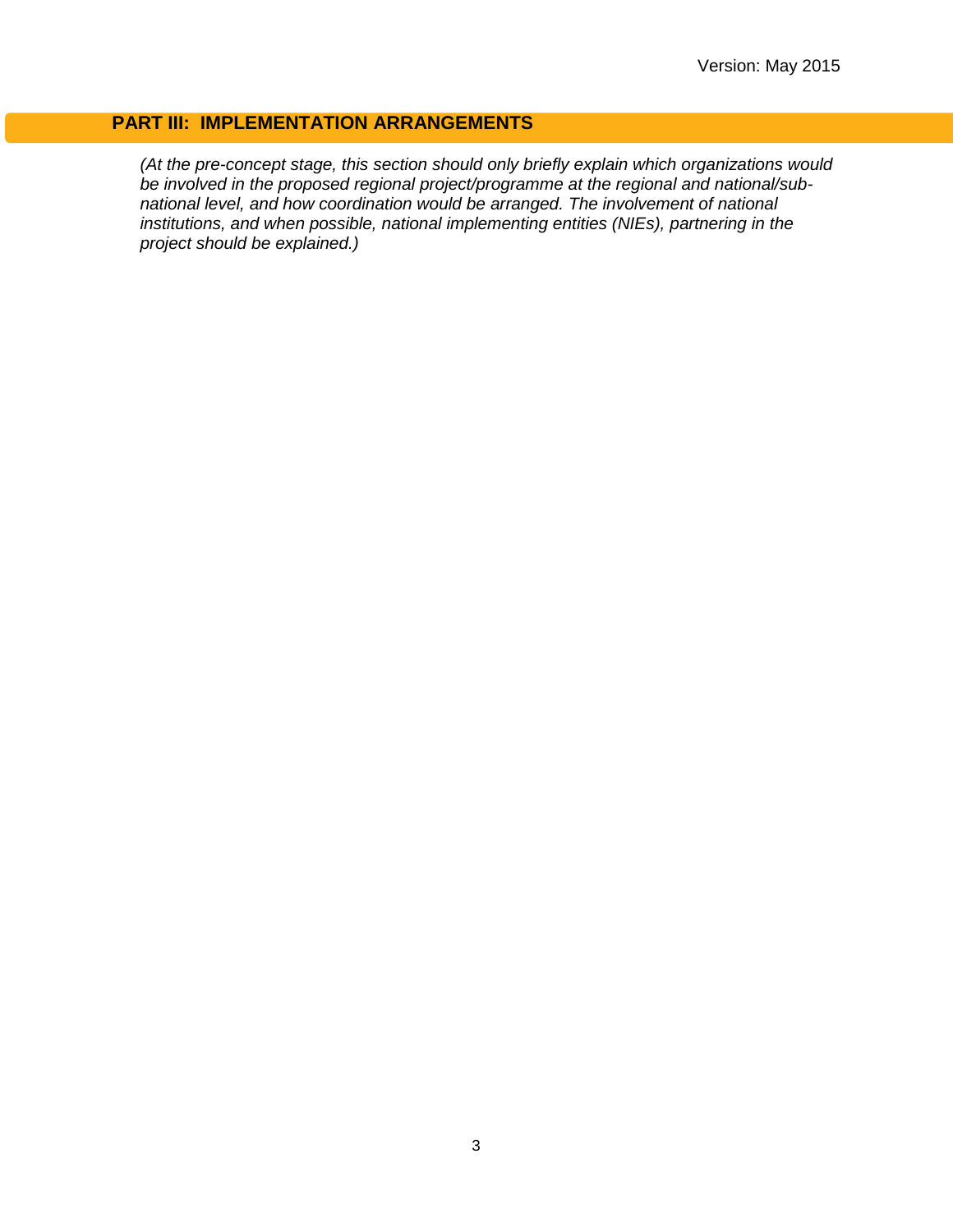## PART III: IMPLEMENTATION ARRANGEMENTS

*(At the pre-concept stage, this section should only briefly explain which organizations would be involved in the proposed regional project/programme at the regional and national/sub-national level, and how coordination would be arranged. The involvement of national institutions, and when possible, national implementing entities (NIEs), partnering in the project should be explained.)*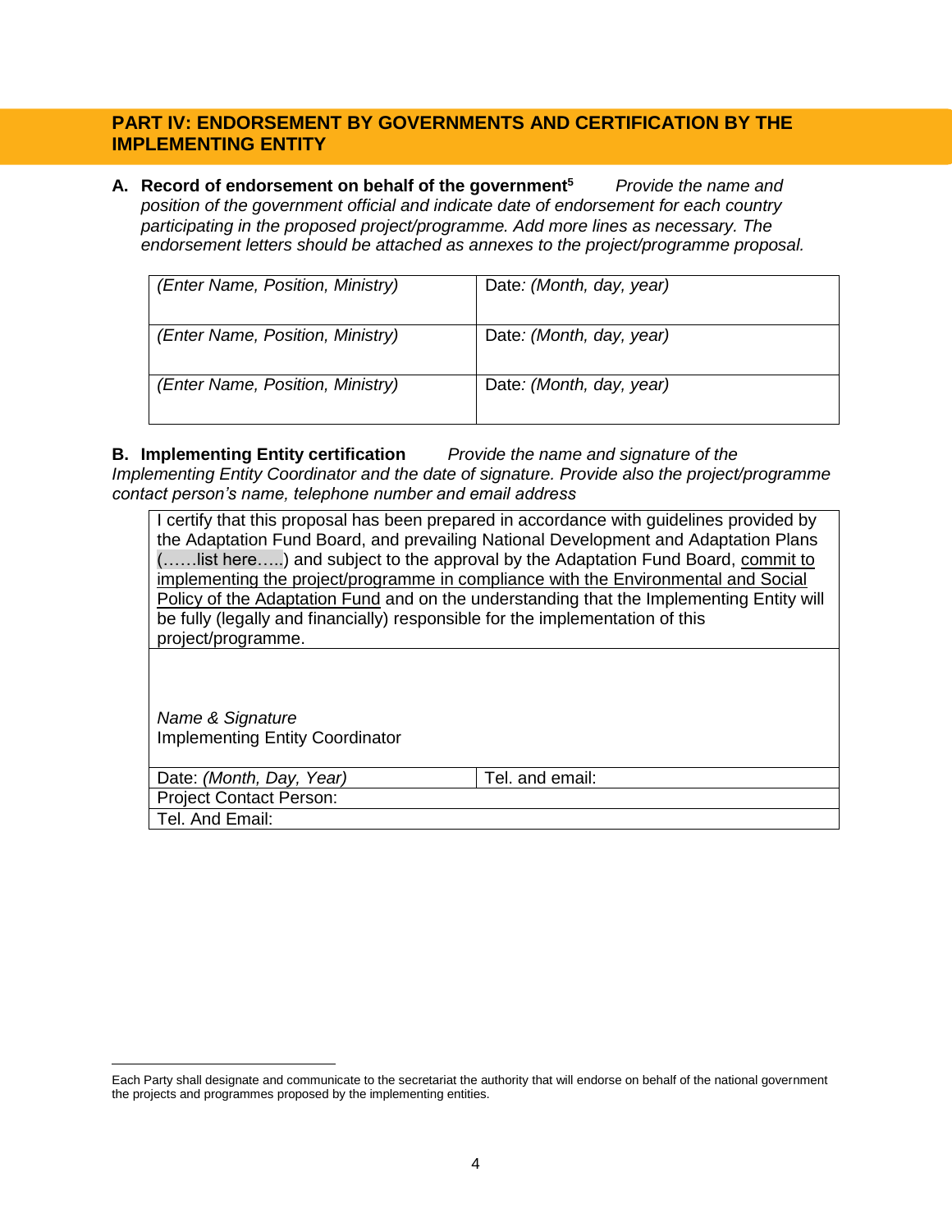## PART IV: ENDORSEMENT BY GOVERNMENTS AND CERTIFICATION BY THE IMPLEMENTING ENTITY

**A. Record of endorsement on behalf of the government**[5] *Provide the name and position of the government official and indicate date of endorsement for each country participating in the proposed project/programme. Add more lines as necessary. The endorsement letters should be attached as annexes to the project/programme proposal.*

| | |
|---|---|
| *(Enter Name, Position, Ministry)* | Date*: (Month, day, year)* |
| *(Enter Name, Position, Ministry)* | Date*: (Month, day, year)* |
| *(Enter Name, Position, Ministry)* | Date*: (Month, day, year)* |

**B. Implementing Entity certification** *Provide the name and signature of the Implementing Entity Coordinator and the date of signature. Provide also the project/programme contact person's name, telephone number and email address*

| | |
|---|---|
| I certify that this proposal has been prepared in accordance with guidelines provided by the Adaptation Fund Board, and prevailing National Development and Adaptation Plans (……list here…..) and subject to the approval by the Adaptation Fund Board, <u>commit to implementing the project/programme in compliance with the Environmental and Social Policy of the Adaptation Fund</u> and on the understanding that the Implementing Entity will be fully (legally and financially) responsible for the implementation of this project/programme. | |
| *Name & Signature*<br>Implementing Entity Coordinator | |
| Date: *(Month, Day, Year)* | Tel. and email: |
| Project Contact Person: | |
| Tel. And Email: | |

Each Party shall designate and communicate to the secretariat the authority that will endorse on behalf of the national government the projects and programmes proposed by the implementing entities.